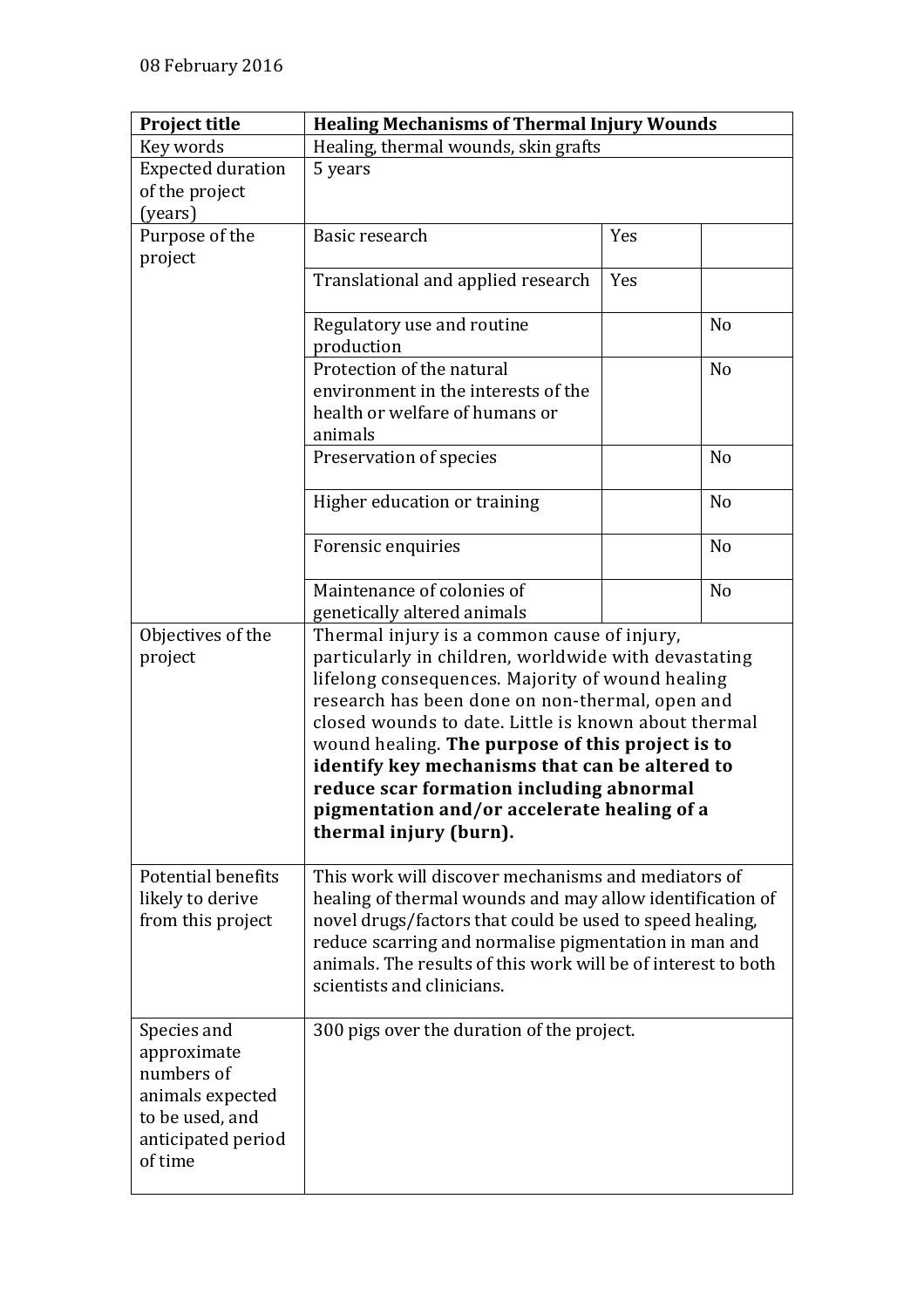08 February 2016

| Project title | **Healing Mechanisms of Thermal Injury Wounds** | | |
|---|---|---|---|
| Key words | Healing, thermal wounds, skin grafts | | |
| Expected duration of the project (years) | 5 years | | |
| Purpose of the project | Basic research | Yes | |
| | Translational and applied research | Yes | |
| | Regulatory use and routine production | | No |
| | Protection of the natural environment in the interests of the health or welfare of humans or animals | | No |
| | Preservation of species | | No |
| | Higher education or training | | No |
| | Forensic enquiries | | No |
| | Maintenance of colonies of genetically altered animals | | No |
| Objectives of the project | Thermal injury is a common cause of injury, particularly in children, worldwide with devastating lifelong consequences. Majority of wound healing research has been done on non-thermal, open and closed wounds to date. Little is known about thermal wound healing. **The purpose of this project is to identify key mechanisms that can be altered to reduce scar formation including abnormal pigmentation and/or accelerate healing of a thermal injury (burn).** | | |
| Potential benefits likely to derive from this project | This work will discover mechanisms and mediators of healing of thermal wounds and may allow identification of novel drugs/factors that could be used to speed healing, reduce scarring and normalise pigmentation in man and animals. The results of this work will be of interest to both scientists and clinicians. | | |
| Species and approximate numbers of animals expected to be used, and anticipated period of time | 300 pigs over the duration of the project. | | |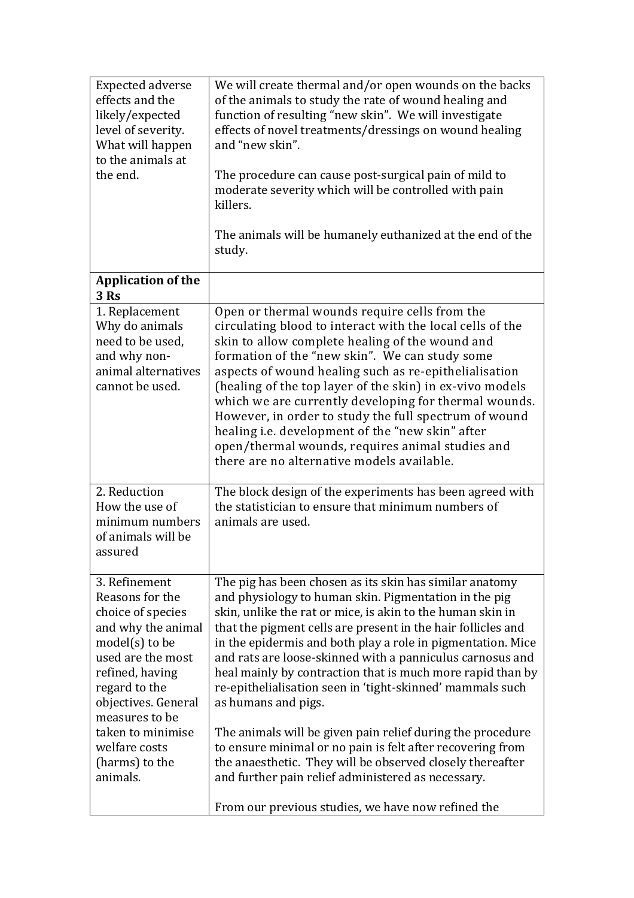| | |
|---|---|
| Expected adverse effects and the likely/expected level of severity. What will happen to the animals at the end. | We will create thermal and/or open wounds on the backs of the animals to study the rate of wound healing and function of resulting "new skin". We will investigate effects of novel treatments/dressings on wound healing and "new skin".<br><br>The procedure can cause post-surgical pain of mild to moderate severity which will be controlled with pain killers.<br><br>The animals will be humanely euthanized at the end of the study. |
| **Application of the 3 Rs** | |
| 1. Replacement<br>Why do animals need to be used, and why non-animal alternatives cannot be used. | Open or thermal wounds require cells from the circulating blood to interact with the local cells of the skin to allow complete healing of the wound and formation of the "new skin". We can study some aspects of wound healing such as re-epithelialisation (healing of the top layer of the skin) in ex-vivo models which we are currently developing for thermal wounds. However, in order to study the full spectrum of wound healing i.e. development of the "new skin" after open/thermal wounds, requires animal studies and there are no alternative models available. |
| 2. Reduction<br>How the use of minimum numbers of animals will be assured | The block design of the experiments has been agreed with the statistician to ensure that minimum numbers of animals are used. |
| 3. Refinement<br>Reasons for the choice of species and why the animal model(s) to be used are the most refined, having regard to the objectives. General measures to be taken to minimise welfare costs (harms) to the animals. | The pig has been chosen as its skin has similar anatomy and physiology to human skin. Pigmentation in the pig skin, unlike the rat or mice, is akin to the human skin in that the pigment cells are present in the hair follicles and in the epidermis and both play a role in pigmentation. Mice and rats are loose-skinned with a panniculus carnosus and heal mainly by contraction that is much more rapid than by re-epithelialisation seen in 'tight-skinned' mammals such as humans and pigs.<br><br>The animals will be given pain relief during the procedure to ensure minimal or no pain is felt after recovering from the anaesthetic. They will be observed closely thereafter and further pain relief administered as necessary.<br><br>From our previous studies, we have now refined the |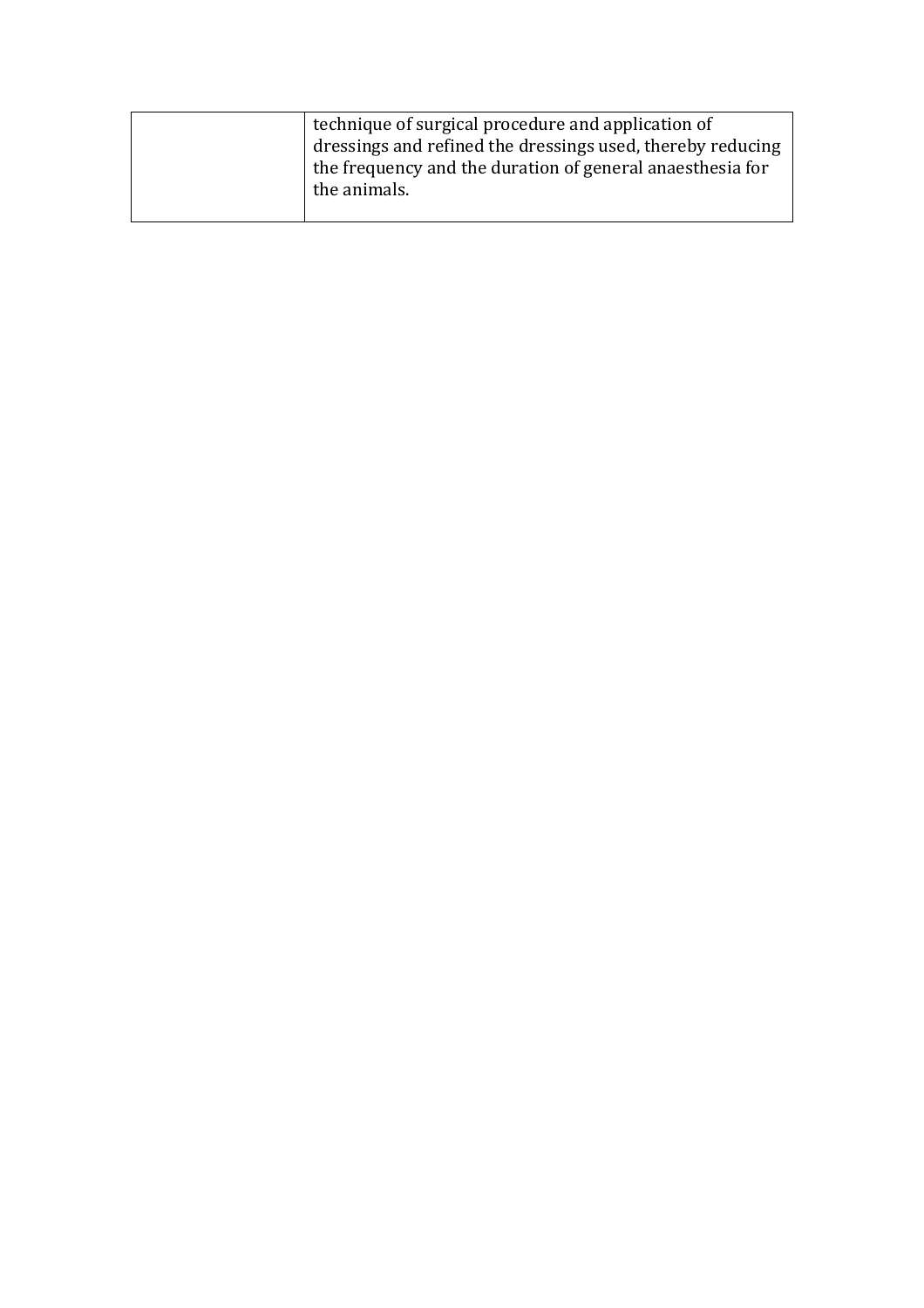| | |
|---|---|
| | technique of surgical procedure and application of dressings and refined the dressings used, thereby reducing the frequency and the duration of general anaesthesia for the animals. |